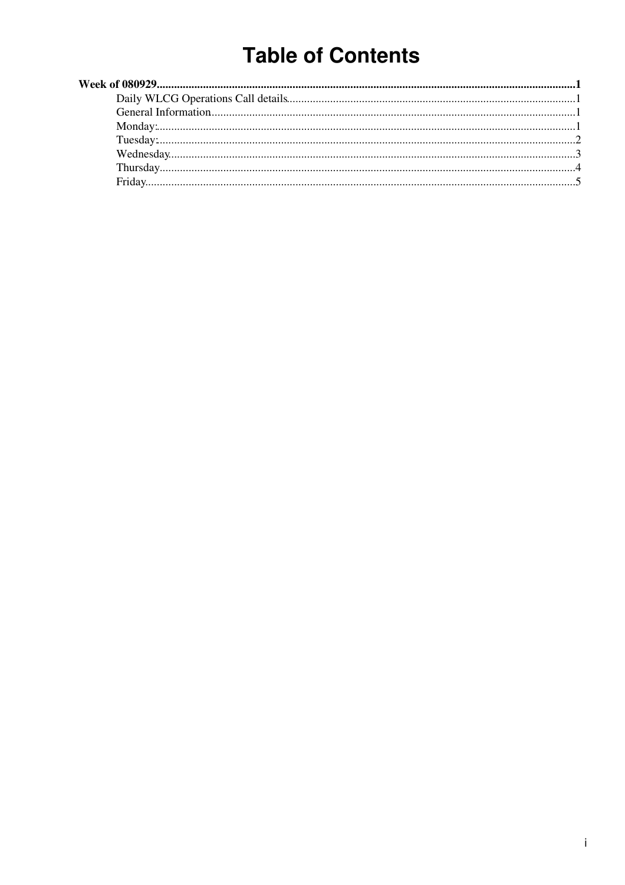# Table of Contents

**Week of 080929**......................................................................................................................................................1

- Daily WLCG Operations Call details......................................................................................................1
- General Information..................................................................................................................................1
- Monday:.......................................................................................................................................................1
- Tuesday:......................................................................................................................................................2
- Wednesday..................................................................................................................................................3
- Thursday.....................................................................................................................................................4
- Friday..........................................................................................................................................................5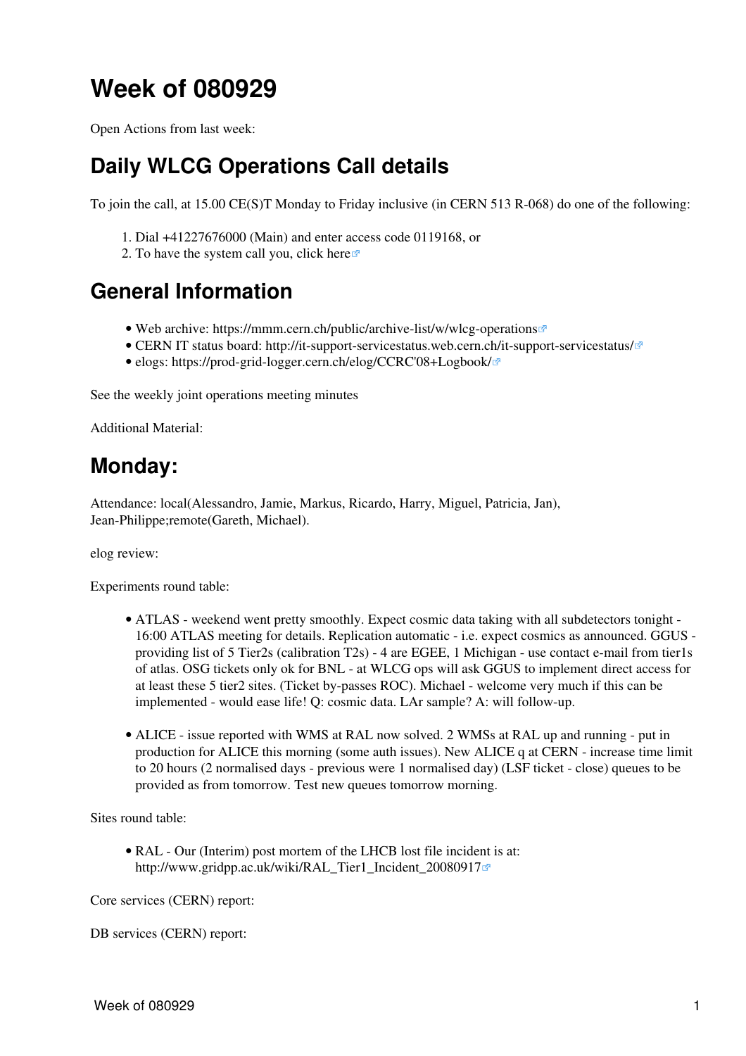# Week of 080929

Open Actions from last week:

## Daily WLCG Operations Call details

To join the call, at 15.00 CE(S)T Monday to Friday inclusive (in CERN 513 R-068) do one of the following:

1. Dial +41227676000 (Main) and enter access code 0119168, or
2. To have the system call you, click here

## General Information

- Web archive: https://mmm.cern.ch/public/archive-list/w/wlcg-operations
- CERN IT status board: http://it-support-servicestatus.web.cern.ch/it-support-servicestatus/
- elogs: https://prod-grid-logger.cern.ch/elog/CCRC'08+Logbook/

See the weekly joint operations meeting minutes

Additional Material:

## Monday:

Attendance: local(Alessandro, Jamie, Markus, Ricardo, Harry, Miguel, Patricia, Jan), Jean-Philippe;remote(Gareth, Michael).

elog review:

Experiments round table:

- ATLAS - weekend went pretty smoothly. Expect cosmic data taking with all subdetectors tonight - 16:00 ATLAS meeting for details. Replication automatic - i.e. expect cosmics as announced. GGUS - providing list of 5 Tier2s (calibration T2s) - 4 are EGEE, 1 Michigan - use contact e-mail from tier1s of atlas. OSG tickets only ok for BNL - at WLCG ops will ask GGUS to implement direct access for at least these 5 tier2 sites. (Ticket by-passes ROC). Michael - welcome very much if this can be implemented - would ease life! Q: cosmic data. LAr sample? A: will follow-up.

- ALICE - issue reported with WMS at RAL now solved. 2 WMSs at RAL up and running - put in production for ALICE this morning (some auth issues). New ALICE q at CERN - increase time limit to 20 hours (2 normalised days - previous were 1 normalised day) (LSF ticket - close) queues to be provided as from tomorrow. Test new queues tomorrow morning.

Sites round table:

- RAL - Our (Interim) post mortem of the LHCB lost file incident is at: http://www.gridpp.ac.uk/wiki/RAL_Tier1_Incident_20080917

Core services (CERN) report:

DB services (CERN) report: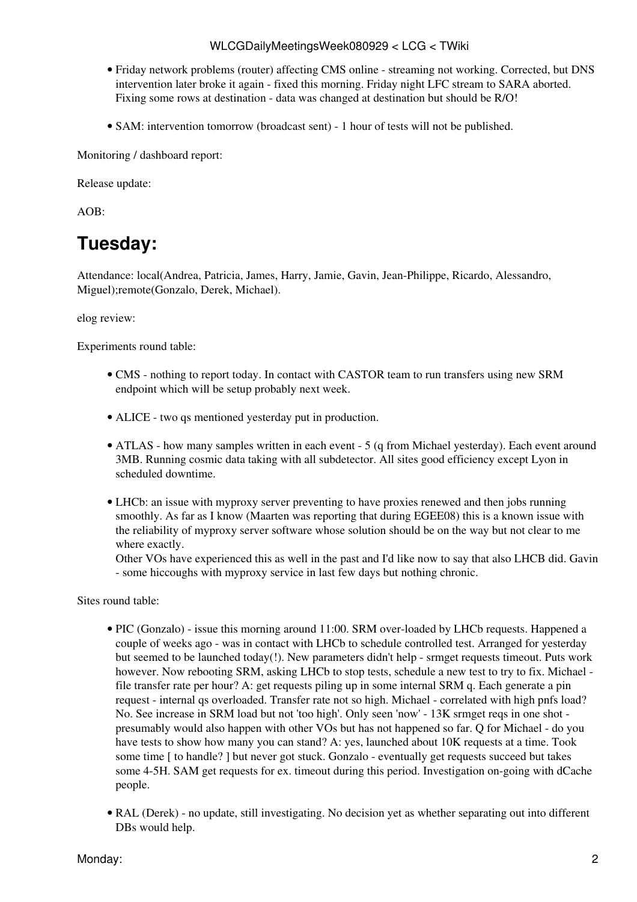- Friday network problems (router) affecting CMS online - streaming not working. Corrected, but DNS intervention later broke it again - fixed this morning. Friday night LFC stream to SARA aborted. Fixing some rows at destination - data was changed at destination but should be R/O!

- SAM: intervention tomorrow (broadcast sent) - 1 hour of tests will not be published.

Monitoring / dashboard report:

Release update:

AOB:

## Tuesday:

Attendance: local(Andrea, Patricia, James, Harry, Jamie, Gavin, Jean-Philippe, Ricardo, Alessandro, Miguel);remote(Gonzalo, Derek, Michael).

elog review:

Experiments round table:

- CMS - nothing to report today. In contact with CASTOR team to run transfers using new SRM endpoint which will be setup probably next week.

- ALICE - two qs mentioned yesterday put in production.

- ATLAS - how many samples written in each event - 5 (q from Michael yesterday). Each event around 3MB. Running cosmic data taking with all subdetector. All sites good efficiency except Lyon in scheduled downtime.

- LHCb: an issue with myproxy server preventing to have proxies renewed and then jobs running smoothly. As far as I know (Maarten was reporting that during EGEE08) this is a known issue with the reliability of myproxy server software whose solution should be on the way but not clear to me where exactly.
  Other VOs have experienced this as well in the past and I'd like now to say that also LHCB did. Gavin - some hiccoughs with myproxy service in last few days but nothing chronic.

Sites round table:

- PIC (Gonzalo) - issue this morning around 11:00. SRM over-loaded by LHCb requests. Happened a couple of weeks ago - was in contact with LHCb to schedule controlled test. Arranged for yesterday but seemed to be launched today(!). New parameters didn't help - srmget requests timeout. Puts work however. Now rebooting SRM, asking LHCb to stop tests, schedule a new test to try to fix. Michael - file transfer rate per hour? A: get requests piling up in some internal SRM q. Each generate a pin request - internal qs overloaded. Transfer rate not so high. Michael - correlated with high pnfs load? No. See increase in SRM load but not 'too high'. Only seen 'now' - 13K srmget reqs in one shot - presumably would also happen with other VOs but has not happened so far. Q for Michael - do you have tests to show how many you can stand? A: yes, launched about 10K requests at a time. Took some time [ to handle? ] but never got stuck. Gonzalo - eventually get requests succeed but takes some 4-5H. SAM get requests for ex. timeout during this period. Investigation on-going with dCache people.

- RAL (Derek) - no update, still investigating. No decision yet as whether separating out into different DBs would help.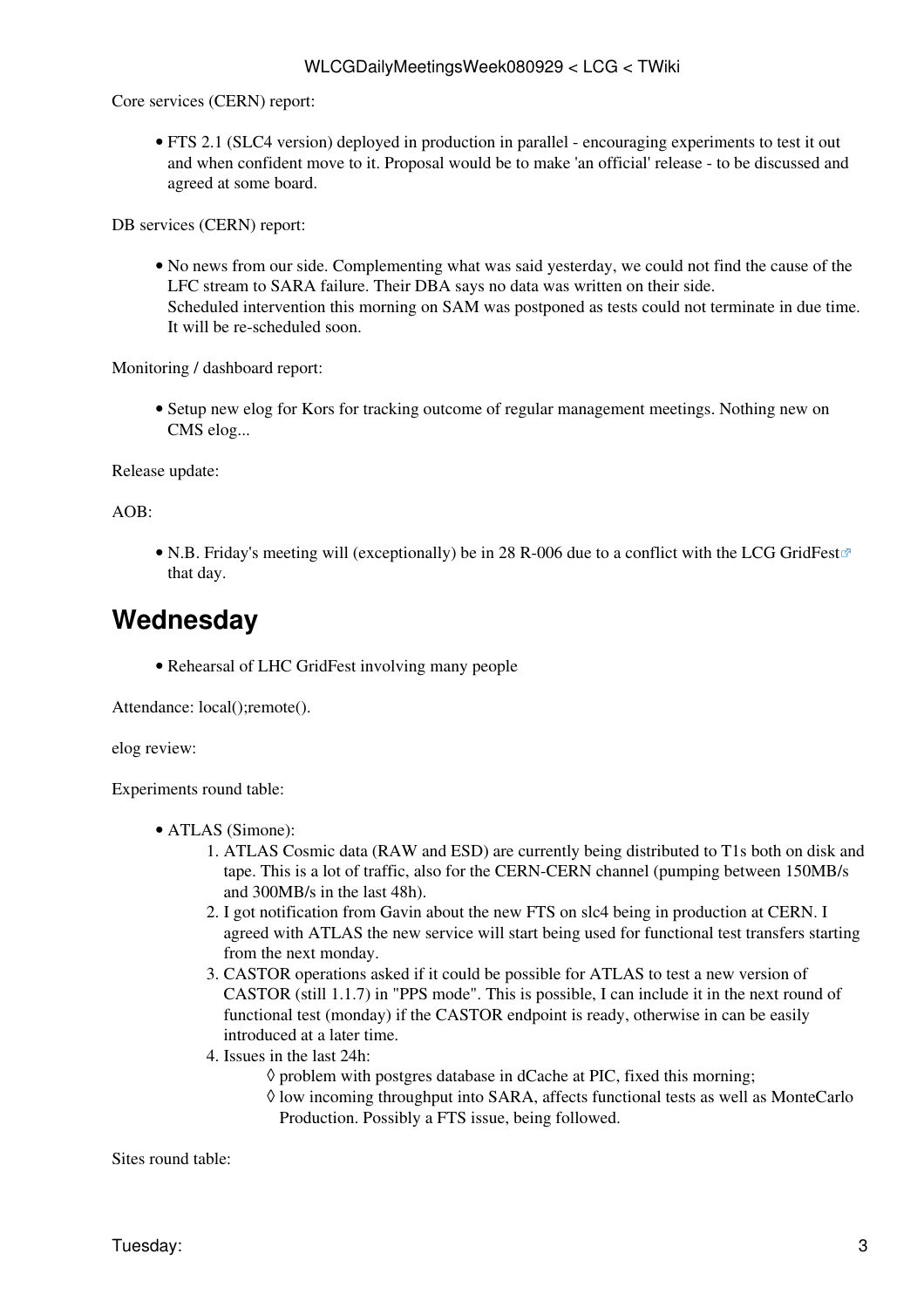Core services (CERN) report:

- FTS 2.1 (SLC4 version) deployed in production in parallel - encouraging experiments to test it out and when confident move to it. Proposal would be to make 'an official' release - to be discussed and agreed at some board.

DB services (CERN) report:

- No news from our side. Complementing what was said yesterday, we could not find the cause of the LFC stream to SARA failure. Their DBA says no data was written on their side.
  Scheduled intervention this morning on SAM was postponed as tests could not terminate in due time. It will be re-scheduled soon.

Monitoring / dashboard report:

- Setup new elog for Kors for tracking outcome of regular management meetings. Nothing new on CMS elog...

Release update:

AOB:

- N.B. Friday's meeting will (exceptionally) be in 28 R-006 due to a conflict with the LCG GridFest that day.

## Wednesday

- Rehearsal of LHC GridFest involving many people

Attendance: local();remote().

elog review:

Experiments round table:

- ATLAS (Simone):
  1. ATLAS Cosmic data (RAW and ESD) are currently being distributed to T1s both on disk and tape. This is a lot of traffic, also for the CERN-CERN channel (pumping between 150MB/s and 300MB/s in the last 48h).
  2. I got notification from Gavin about the new FTS on slc4 being in production at CERN. I agreed with ATLAS the new service will start being used for functional test transfers starting from the next monday.
  3. CASTOR operations asked if it could be possible for ATLAS to test a new version of CASTOR (still 1.1.7) in "PPS mode". This is possible, I can include it in the next round of functional test (monday) if the CASTOR endpoint is ready, otherwise in can be easily introduced at a later time.
  4. Issues in the last 24h:
     - problem with postgres database in dCache at PIC, fixed this morning;
     - low incoming throughput into SARA, affects functional tests as well as MonteCarlo Production. Possibly a FTS issue, being followed.

Sites round table: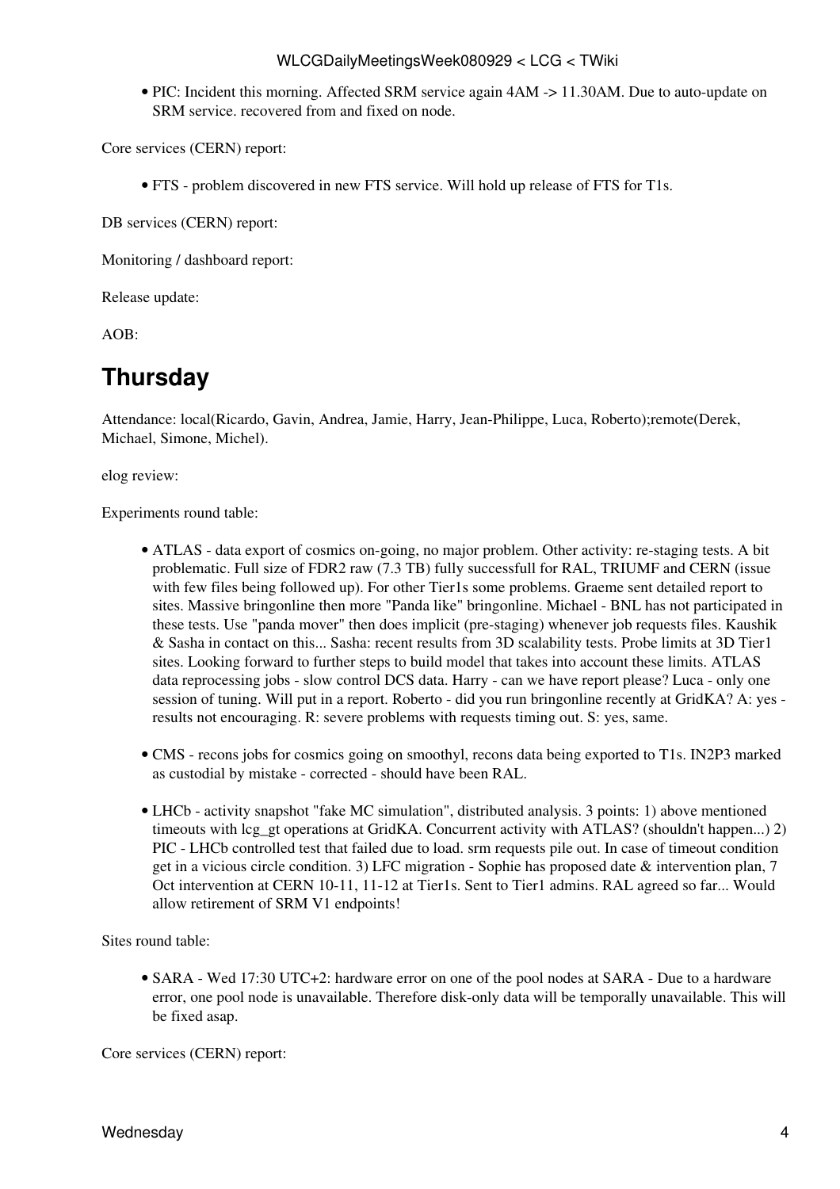- PIC: Incident this morning. Affected SRM service again 4AM -> 11.30AM. Due to auto-update on SRM service. recovered from and fixed on node.

Core services (CERN) report:

- FTS - problem discovered in new FTS service. Will hold up release of FTS for T1s.

DB services (CERN) report:

Monitoring / dashboard report:

Release update:

AOB:

## Thursday

Attendance: local(Ricardo, Gavin, Andrea, Jamie, Harry, Jean-Philippe, Luca, Roberto);remote(Derek, Michael, Simone, Michel).

elog review:

Experiments round table:

- ATLAS - data export of cosmics on-going, no major problem. Other activity: re-staging tests. A bit problematic. Full size of FDR2 raw (7.3 TB) fully successfull for RAL, TRIUMF and CERN (issue with few files being followed up). For other Tier1s some problems. Graeme sent detailed report to sites. Massive bringonline then more "Panda like" bringonline. Michael - BNL has not participated in these tests. Use "panda mover" then does implicit (pre-staging) whenever job requests files. Kaushik & Sasha in contact on this... Sasha: recent results from 3D scalability tests. Probe limits at 3D Tier1 sites. Looking forward to further steps to build model that takes into account these limits. ATLAS data reprocessing jobs - slow control DCS data. Harry - can we have report please? Luca - only one session of tuning. Will put in a report. Roberto - did you run bringonline recently at GridKA? A: yes - results not encouraging. R: severe problems with requests timing out. S: yes, same.

- CMS - recons jobs for cosmics going on smoothyl, recons data being exported to T1s. IN2P3 marked as custodial by mistake - corrected - should have been RAL.

- LHCb - activity snapshot "fake MC simulation", distributed analysis. 3 points: 1) above mentioned timeouts with lcg_gt operations at GridKA. Concurrent activity with ATLAS? (shouldn't happen...) 2) PIC - LHCb controlled test that failed due to load. srm requests pile out. In case of timeout condition get in a vicious circle condition. 3) LFC migration - Sophie has proposed date & intervention plan, 7 Oct intervention at CERN 10-11, 11-12 at Tier1s. Sent to Tier1 admins. RAL agreed so far... Would allow retirement of SRM V1 endpoints!

Sites round table:

- SARA - Wed 17:30 UTC+2: hardware error on one of the pool nodes at SARA - Due to a hardware error, one pool node is unavailable. Therefore disk-only data will be temporally unavailable. This will be fixed asap.

Core services (CERN) report: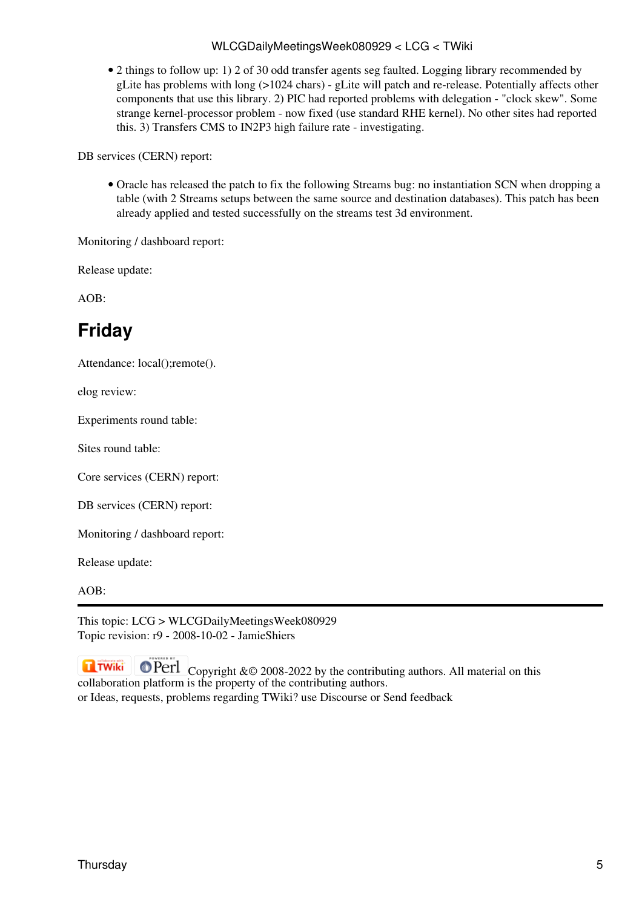- 2 things to follow up: 1) 2 of 30 odd transfer agents seg faulted. Logging library recommended by gLite has problems with long (>1024 chars) - gLite will patch and re-release. Potentially affects other components that use this library. 2) PIC had reported problems with delegation - "clock skew". Some strange kernel-processor problem - now fixed (use standard RHE kernel). No other sites had reported this. 3) Transfers CMS to IN2P3 high failure rate - investigating.

DB services (CERN) report:

- Oracle has released the patch to fix the following Streams bug: no instantiation SCN when dropping a table (with 2 Streams setups between the same source and destination databases). This patch has been already applied and tested successfully on the streams test 3d environment.

Monitoring / dashboard report:

Release update:

AOB:

## Friday

Attendance: local();remote().

elog review:

Experiments round table:

Sites round table:

Core services (CERN) report:

DB services (CERN) report:

Monitoring / dashboard report:

Release update:

AOB:

---

This topic: LCG > WLCGDailyMeetingsWeek080929
Topic revision: r9 - 2008-10-02 - JamieShiers

Copyright &© 2008-2022 by the contributing authors. All material on this collaboration platform is the property of the contributing authors.
or Ideas, requests, problems regarding TWiki? use Discourse or Send feedback